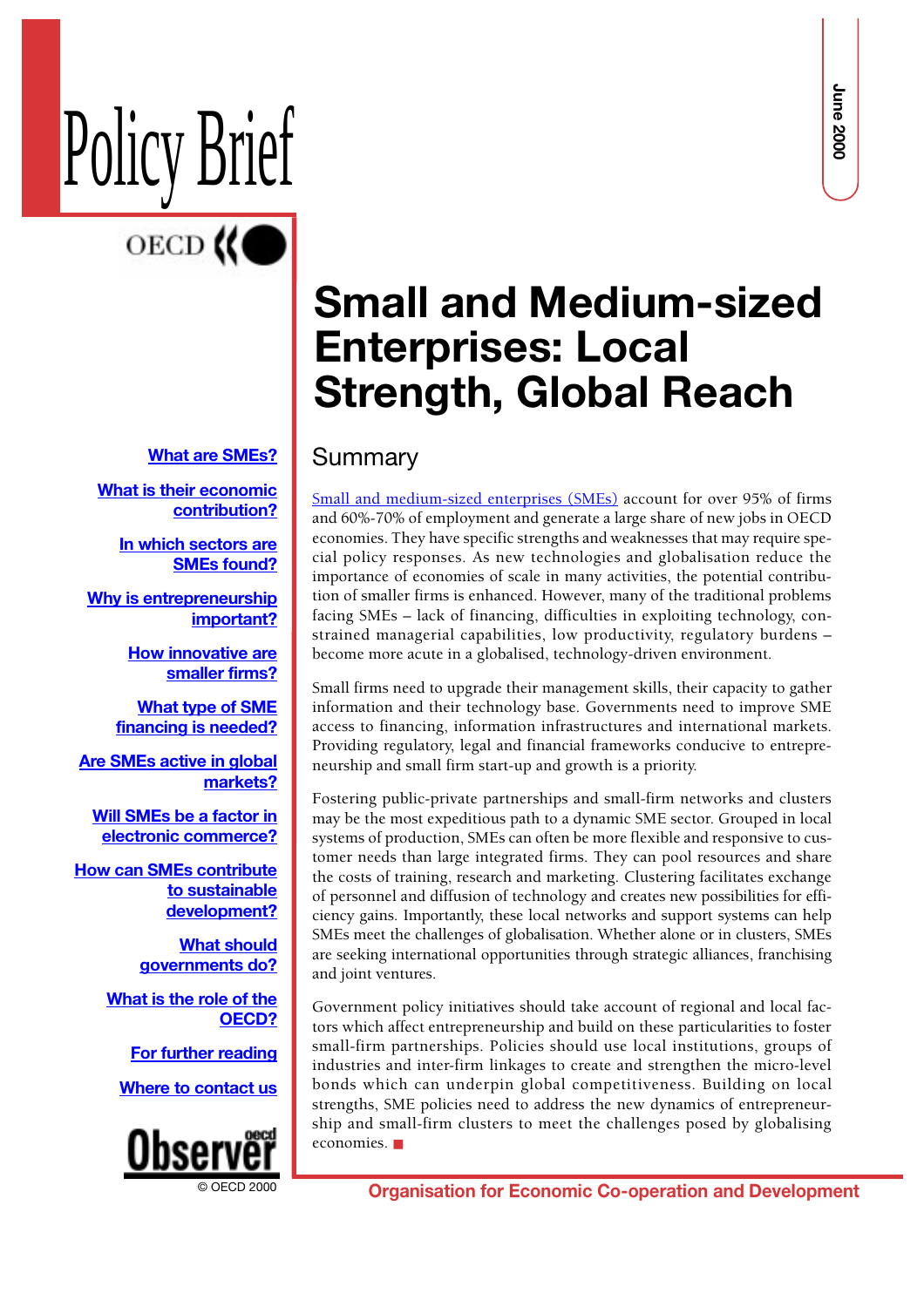Policy Brief

OECD

June 2000

# Small and Medium-sized Enterprises: Local Strength, Global Reach

- What are SMEs?
- What is their economic contribution?
- In which sectors are SMEs found?
- Why is entrepreneurship important?
- How innovative are smaller firms?
- What type of SME financing is needed?
- Are SMEs active in global markets?
- Will SMEs be a factor in electronic commerce?
- How can SMEs contribute to sustainable development?
- What should governments do?
- What is the role of the OECD?
- For further reading
- Where to contact us

## Summary

Small and medium-sized enterprises (SMEs) account for over 95% of firms and 60%-70% of employment and generate a large share of new jobs in OECD economies. They have specific strengths and weaknesses that may require special policy responses. As new technologies and globalisation reduce the importance of economies of scale in many activities, the potential contribution of smaller firms is enhanced. However, many of the traditional problems facing SMEs – lack of financing, difficulties in exploiting technology, constrained managerial capabilities, low productivity, regulatory burdens – become more acute in a globalised, technology-driven environment.

Small firms need to upgrade their management skills, their capacity to gather information and their technology base. Governments need to improve SME access to financing, information infrastructures and international markets. Providing regulatory, legal and financial frameworks conducive to entrepreneurship and small firm start-up and growth is a priority.

Fostering public-private partnerships and small-firm networks and clusters may be the most expeditious path to a dynamic SME sector. Grouped in local systems of production, SMEs can often be more flexible and responsive to customer needs than large integrated firms. They can pool resources and share the costs of training, research and marketing. Clustering facilitates exchange of personnel and diffusion of technology and creates new possibilities for efficiency gains. Importantly, these local networks and support systems can help SMEs meet the challenges of globalisation. Whether alone or in clusters, SMEs are seeking international opportunities through strategic alliances, franchising and joint ventures.

Government policy initiatives should take account of regional and local factors which affect entrepreneurship and build on these particularities to foster small-firm partnerships. Policies should use local institutions, groups of industries and inter-firm linkages to create and strengthen the micro-level bonds which can underpin global competitiveness. Building on local strengths, SME policies need to address the new dynamics of entrepreneurship and small-firm clusters to meet the challenges posed by globalising economies. ■

Observer oecd

© OECD 2000

Organisation for Economic Co-operation and Development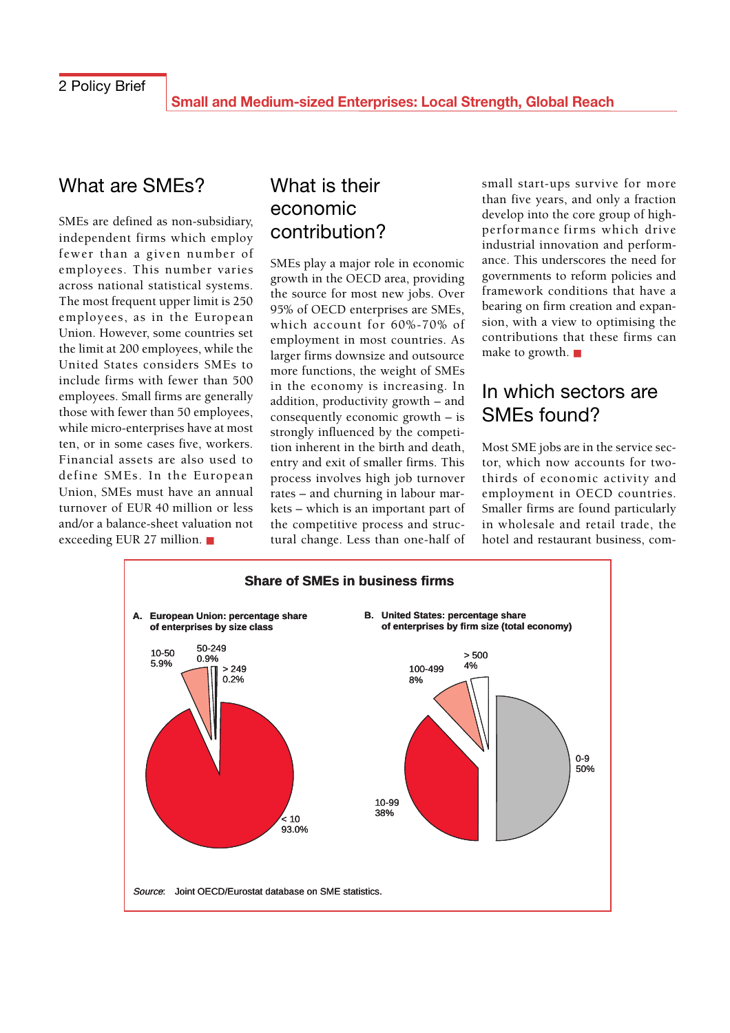## What are SMEs?

SMEs are defined as non-subsidiary, independent firms which employ fewer than a given number of employees. This number varies across national statistical systems. The most frequent upper limit is 250 employees, as in the European Union. However, some countries set the limit at 200 employees, while the United States considers SMEs to include firms with fewer than 500 employees. Small firms are generally those with fewer than 50 employees, while micro-enterprises have at most ten, or in some cases five, workers. Financial assets are also used to define SMEs. In the European Union, SMEs must have an annual turnover of EUR 40 million or less and/or a balance-sheet valuation not exceeding EUR 27 million. ■

## What is their economic contribution?

SMEs play a major role in economic growth in the OECD area, providing the source for most new jobs. Over 95% of OECD enterprises are SMEs, which account for 60%-70% of employment in most countries. As larger firms downsize and outsource more functions, the weight of SMEs in the economy is increasing. In addition, productivity growth – and consequently economic growth – is strongly influenced by the competition inherent in the birth and death, entry and exit of smaller firms. This process involves high job turnover rates – and churning in labour markets – which is an important part of the competitive process and structural change. Less than one-half of small start-ups survive for more than five years, and only a fraction develop into the core group of high-performance firms which drive industrial innovation and performance. This underscores the need for governments to reform policies and framework conditions that have a bearing on firm creation and expansion, with a view to optimising the contributions that these firms can make to growth. ■

## In which sectors are SMEs found?

Most SME jobs are in the service sector, which now accounts for two-thirds of economic activity and employment in OECD countries. Smaller firms are found particularly in wholesale and retail trade, the hotel and restaurant business, com-

**Share of SMEs in business firms**

**A. European Union: percentage share of enterprises by size class**

| Size class | Share |
|---|---|
| < 10 | 93.0% |
| 10-50 | 5.9% |
| 50-249 | 0.9% |
| > 249 | 0.2% |

**B. United States: percentage share of enterprises by firm size (total economy)**

| Firm size | Share |
|---|---|
| 0-9 | 50% |
| 10-99 | 38% |
| 100-499 | 8% |
| > 500 | 4% |

*Source*: Joint OECD/Eurostat database on SME statistics.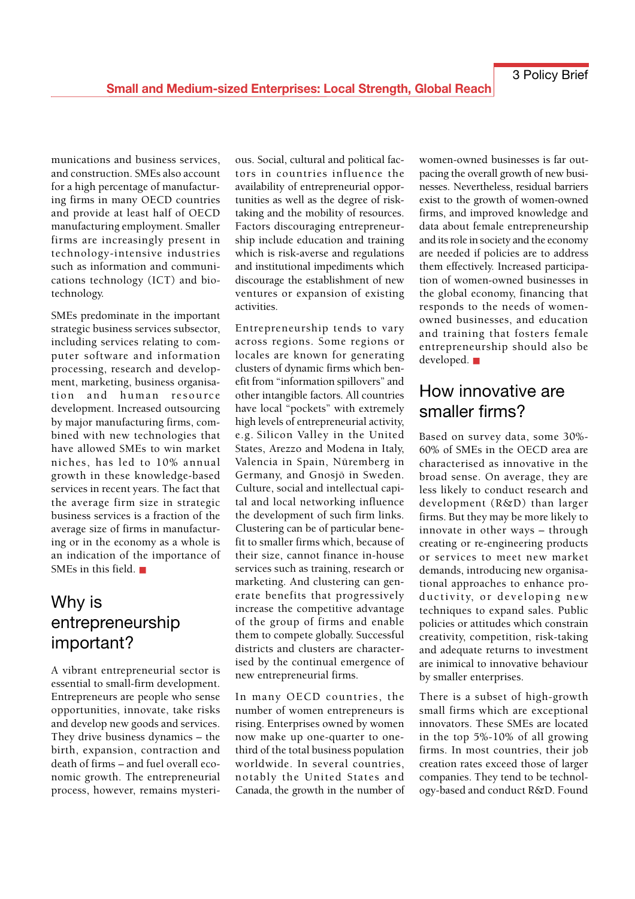munications and business services, and construction. SMEs also account for a high percentage of manufacturing firms in many OECD countries and provide at least half of OECD manufacturing employment. Smaller firms are increasingly present in technology-intensive industries such as information and communications technology (ICT) and biotechnology.

SMEs predominate in the important strategic business services subsector, including services relating to computer software and information processing, research and development, marketing, business organisation and human resource development. Increased outsourcing by major manufacturing firms, combined with new technologies that have allowed SMEs to win market niches, has led to 10% annual growth in these knowledge-based services in recent years. The fact that the average firm size in strategic business services is a fraction of the average size of firms in manufacturing or in the economy as a whole is an indication of the importance of SMEs in this field. ■

## Why is entrepreneurship important?

A vibrant entrepreneurial sector is essential to small-firm development. Entrepreneurs are people who sense opportunities, innovate, take risks and develop new goods and services. They drive business dynamics – the birth, expansion, contraction and death of firms – and fuel overall economic growth. The entrepreneurial process, however, remains mysterious. Social, cultural and political factors in countries influence the availability of entrepreneurial opportunities as well as the degree of risk-taking and the mobility of resources. Factors discouraging entrepreneurship include education and training which is risk-averse and regulations and institutional impediments which discourage the establishment of new ventures or expansion of existing activities.

Entrepreneurship tends to vary across regions. Some regions or locales are known for generating clusters of dynamic firms which benefit from "information spillovers" and other intangible factors. All countries have local "pockets" with extremely high levels of entrepreneurial activity, e.g. Silicon Valley in the United States, Arezzo and Modena in Italy, Valencia in Spain, Nüremberg in Germany, and Gnosjö in Sweden. Culture, social and intellectual capital and local networking influence the development of such firm links. Clustering can be of particular benefit to smaller firms which, because of their size, cannot finance in-house services such as training, research or marketing. And clustering can generate benefits that progressively increase the competitive advantage of the group of firms and enable them to compete globally. Successful districts and clusters are characterised by the continual emergence of new entrepreneurial firms.

In many OECD countries, the number of women entrepreneurs is rising. Enterprises owned by women now make up one-quarter to one-third of the total business population worldwide. In several countries, notably the United States and Canada, the growth in the number of women-owned businesses is far outpacing the overall growth of new businesses. Nevertheless, residual barriers exist to the growth of women-owned firms, and improved knowledge and data about female entrepreneurship and its role in society and the economy are needed if policies are to address them effectively. Increased participation of women-owned businesses in the global economy, financing that responds to the needs of women-owned businesses, and education and training that fosters female entrepreneurship should also be developed. ■

## How innovative are smaller firms?

Based on survey data, some 30%-60% of SMEs in the OECD area are characterised as innovative in the broad sense. On average, they are less likely to conduct research and development (R&D) than larger firms. But they may be more likely to innovate in other ways – through creating or re-engineering products or services to meet new market demands, introducing new organisational approaches to enhance productivity, or developing new techniques to expand sales. Public policies or attitudes which constrain creativity, competition, risk-taking and adequate returns to investment are inimical to innovative behaviour by smaller enterprises.

There is a subset of high-growth small firms which are exceptional innovators. These SMEs are located in the top 5%-10% of all growing firms. In most countries, their job creation rates exceed those of larger companies. They tend to be technology-based and conduct R&D. Found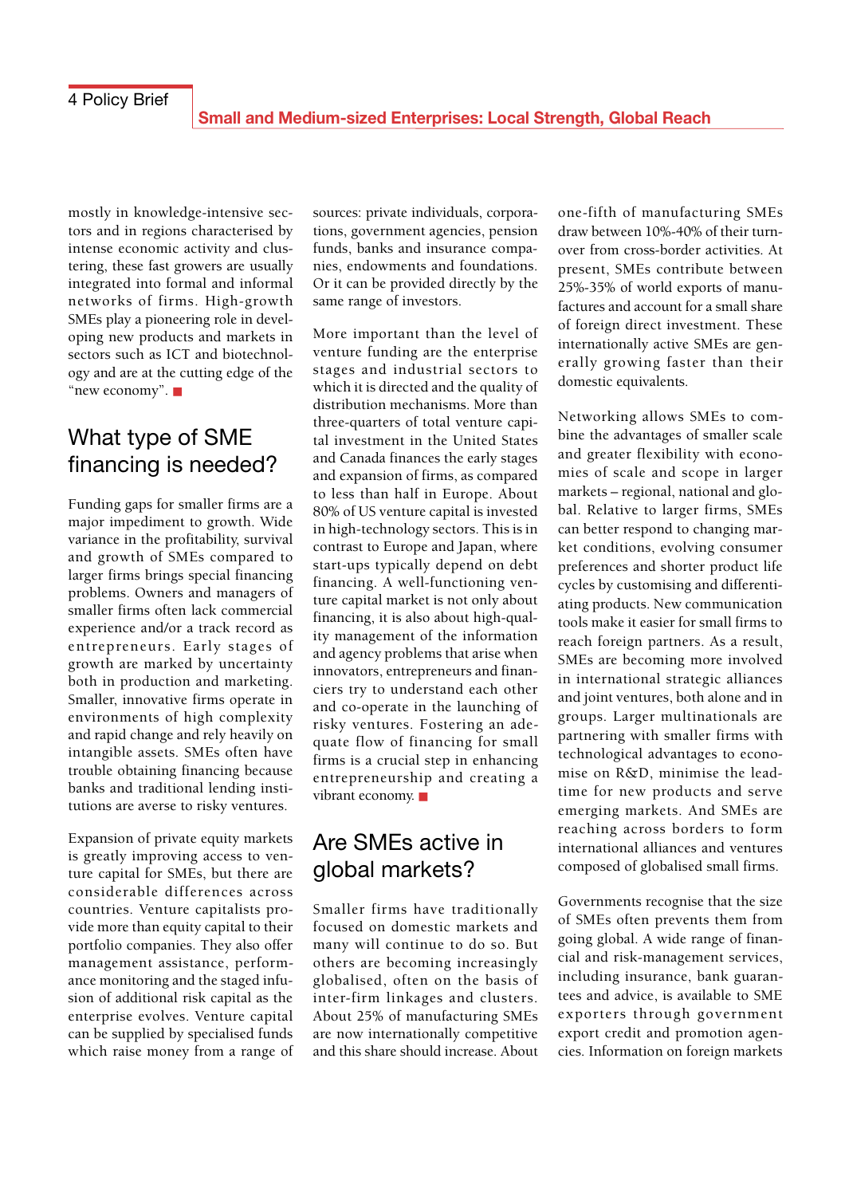mostly in knowledge-intensive sectors and in regions characterised by intense economic activity and clustering, these fast growers are usually integrated into formal and informal networks of firms. High-growth SMEs play a pioneering role in developing new products and markets in sectors such as ICT and biotechnology and are at the cutting edge of the "new economy". ■

## What type of SME financing is needed?

Funding gaps for smaller firms are a major impediment to growth. Wide variance in the profitability, survival and growth of SMEs compared to larger firms brings special financing problems. Owners and managers of smaller firms often lack commercial experience and/or a track record as entrepreneurs. Early stages of growth are marked by uncertainty both in production and marketing. Smaller, innovative firms operate in environments of high complexity and rapid change and rely heavily on intangible assets. SMEs often have trouble obtaining financing because banks and traditional lending institutions are averse to risky ventures.

Expansion of private equity markets is greatly improving access to venture capital for SMEs, but there are considerable differences across countries. Venture capitalists provide more than equity capital to their portfolio companies. They also offer management assistance, performance monitoring and the staged infusion of additional risk capital as the enterprise evolves. Venture capital can be supplied by specialised funds which raise money from a range of sources: private individuals, corporations, government agencies, pension funds, banks and insurance companies, endowments and foundations. Or it can be provided directly by the same range of investors.

More important than the level of venture funding are the enterprise stages and industrial sectors to which it is directed and the quality of distribution mechanisms. More than three-quarters of total venture capital investment in the United States and Canada finances the early stages and expansion of firms, as compared to less than half in Europe. About 80% of US venture capital is invested in high-technology sectors. This is in contrast to Europe and Japan, where start-ups typically depend on debt financing. A well-functioning venture capital market is not only about financing, it is also about high-quality management of the information and agency problems that arise when innovators, entrepreneurs and financiers try to understand each other and co-operate in the launching of risky ventures. Fostering an adequate flow of financing for small firms is a crucial step in enhancing entrepreneurship and creating a vibrant economy. ■

## Are SMEs active in global markets?

Smaller firms have traditionally focused on domestic markets and many will continue to do so. But others are becoming increasingly globalised, often on the basis of inter-firm linkages and clusters. About 25% of manufacturing SMEs are now internationally competitive and this share should increase. About one-fifth of manufacturing SMEs draw between 10%-40% of their turnover from cross-border activities. At present, SMEs contribute between 25%-35% of world exports of manufactures and account for a small share of foreign direct investment. These internationally active SMEs are generally growing faster than their domestic equivalents.

Networking allows SMEs to combine the advantages of smaller scale and greater flexibility with economies of scale and scope in larger markets – regional, national and global. Relative to larger firms, SMEs can better respond to changing market conditions, evolving consumer preferences and shorter product life cycles by customising and differentiating products. New communication tools make it easier for small firms to reach foreign partners. As a result, SMEs are becoming more involved in international strategic alliances and joint ventures, both alone and in groups. Larger multinationals are partnering with smaller firms with technological advantages to economise on R&D, minimise the lead-time for new products and serve emerging markets. And SMEs are reaching across borders to form international alliances and ventures composed of globalised small firms.

Governments recognise that the size of SMEs often prevents them from going global. A wide range of financial and risk-management services, including insurance, bank guarantees and advice, is available to SME exporters through government export credit and promotion agencies. Information on foreign markets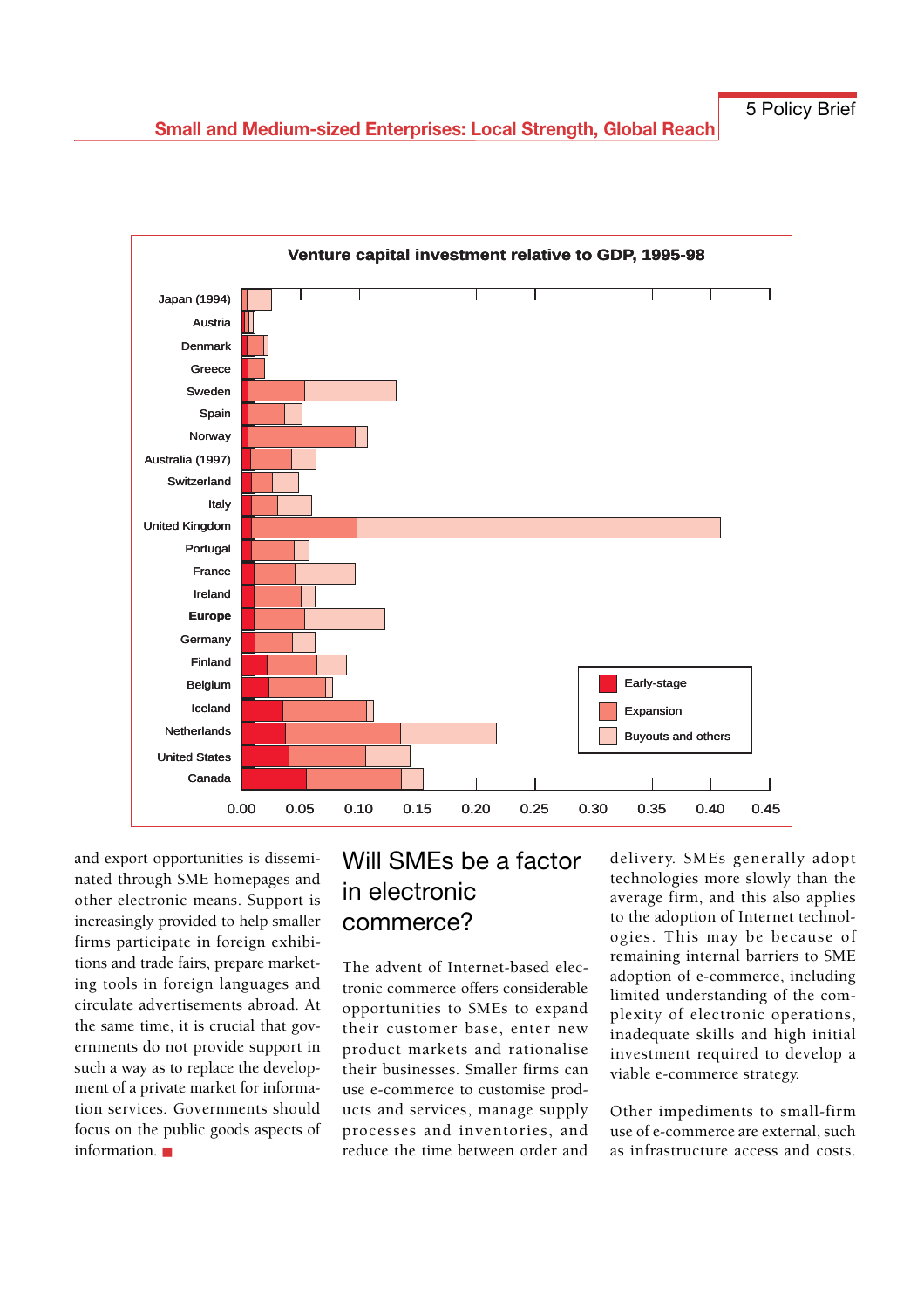**Venture capital investment relative to GDP, 1995-98**

Countries (top to bottom): Japan (1994), Austria, Denmark, Greece, Sweden, Spain, Norway, Australia (1997), Switzerland, Italy, United Kingdom, Portugal, France, Ireland, **Europe**, Germany, Finland, Belgium, Iceland, Netherlands, United States, Canada

Legend: Early-stage; Expansion; Buyouts and others

Axis: 0.00, 0.05, 0.10, 0.15, 0.20, 0.25, 0.30, 0.35, 0.40, 0.45

and export opportunities is disseminated through SME homepages and other electronic means. Support is increasingly provided to help smaller firms participate in foreign exhibitions and trade fairs, prepare marketing tools in foreign languages and circulate advertisements abroad. At the same time, it is crucial that governments do not provide support in such a way as to replace the development of a private market for information services. Governments should focus on the public goods aspects of information. ■

## Will SMEs be a factor in electronic commerce?

The advent of Internet-based electronic commerce offers considerable opportunities to SMEs to expand their customer base, enter new product markets and rationalise their businesses. Smaller firms can use e-commerce to customise products and services, manage supply processes and inventories, and reduce the time between order and delivery. SMEs generally adopt technologies more slowly than the average firm, and this also applies to the adoption of Internet technologies. This may be because of remaining internal barriers to SME adoption of e-commerce, including limited understanding of the complexity of electronic operations, inadequate skills and high initial investment required to develop a viable e-commerce strategy.

Other impediments to small-firm use of e-commerce are external, such as infrastructure access and costs.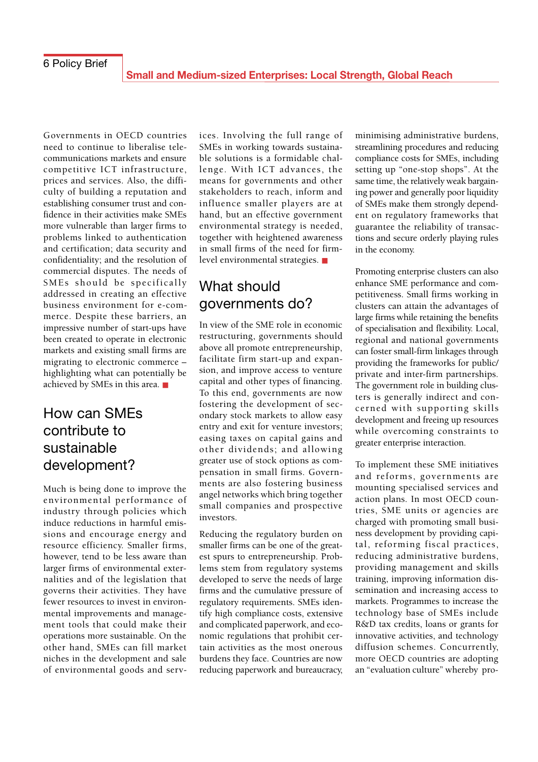Governments in OECD countries need to continue to liberalise telecommunications markets and ensure competitive ICT infrastructure, prices and services. Also, the difficulty of building a reputation and establishing consumer trust and confidence in their activities make SMEs more vulnerable than larger firms to problems linked to authentication and certification; data security and confidentiality; and the resolution of commercial disputes. The needs of SMEs should be specifically addressed in creating an effective business environment for e-commerce. Despite these barriers, an impressive number of start-ups have been created to operate in electronic markets and existing small firms are migrating to electronic commerce – highlighting what can potentially be achieved by SMEs in this area. ■

## How can SMEs contribute to sustainable development?

Much is being done to improve the environmental performance of industry through policies which induce reductions in harmful emissions and encourage energy and resource efficiency. Smaller firms, however, tend to be less aware than larger firms of environmental externalities and of the legislation that governs their activities. They have fewer resources to invest in environmental improvements and management tools that could make their operations more sustainable. On the other hand, SMEs can fill market niches in the development and sale of environmental goods and services. Involving the full range of SMEs in working towards sustainable solutions is a formidable challenge. With ICT advances, the means for governments and other stakeholders to reach, inform and influence smaller players are at hand, but an effective government environmental strategy is needed, together with heightened awareness in small firms of the need for firm-level environmental strategies. ■

## What should governments do?

In view of the SME role in economic restructuring, governments should above all promote entrepreneurship, facilitate firm start-up and expansion, and improve access to venture capital and other types of financing. To this end, governments are now fostering the development of secondary stock markets to allow easy entry and exit for venture investors; easing taxes on capital gains and other dividends; and allowing greater use of stock options as compensation in small firms. Governments are also fostering business angel networks which bring together small companies and prospective investors.

Reducing the regulatory burden on smaller firms can be one of the greatest spurs to entrepreneurship. Problems stem from regulatory systems developed to serve the needs of large firms and the cumulative pressure of regulatory requirements. SMEs identify high compliance costs, extensive and complicated paperwork, and economic regulations that prohibit certain activities as the most onerous burdens they face. Countries are now reducing paperwork and bureaucracy, minimising administrative burdens, streamlining procedures and reducing compliance costs for SMEs, including setting up "one-stop shops". At the same time, the relatively weak bargaining power and generally poor liquidity of SMEs make them strongly dependent on regulatory frameworks that guarantee the reliability of transactions and secure orderly playing rules in the economy.

Promoting enterprise clusters can also enhance SME performance and competitiveness. Small firms working in clusters can attain the advantages of large firms while retaining the benefits of specialisation and flexibility. Local, regional and national governments can foster small-firm linkages through providing the frameworks for public/private and inter-firm partnerships. The government role in building clusters is generally indirect and concerned with supporting skills development and freeing up resources while overcoming constraints to greater enterprise interaction.

To implement these SME initiatives and reforms, governments are mounting specialised services and action plans. In most OECD countries, SME units or agencies are charged with promoting small business development by providing capital, reforming fiscal practices, reducing administrative burdens, providing management and skills training, improving information dissemination and increasing access to markets. Programmes to increase the technology base of SMEs include R&D tax credits, loans or grants for innovative activities, and technology diffusion schemes. Concurrently, more OECD countries are adopting an "evaluation culture" whereby pro-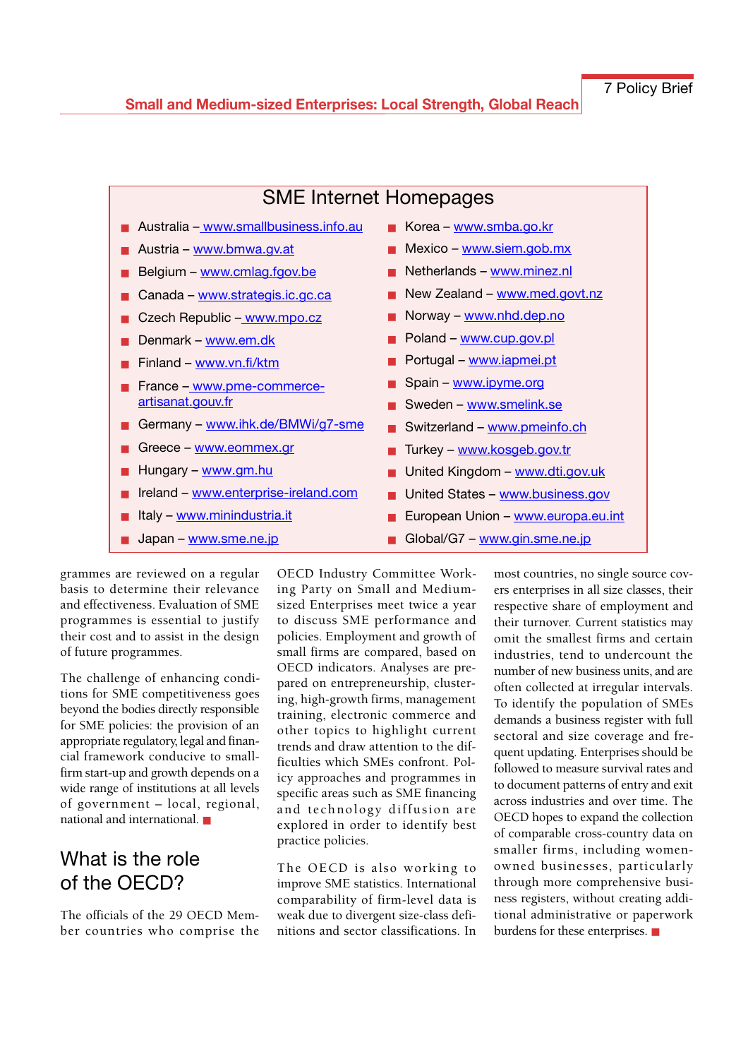## SME Internet Homepages

- Australia – www.smallbusiness.info.au
- Austria – www.bmwa.gv.at
- Belgium – www.cmlag.fgov.be
- Canada – www.strategis.ic.gc.ca
- Czech Republic – www.mpo.cz
- Denmark – www.em.dk
- Finland – www.vn.fi/ktm
- France – www.pme-commerce-artisanat.gouv.fr
- Germany – www.ihk.de/BMWi/g7-sme
- Greece – www.eommex.gr
- Hungary – www.gm.hu
- Ireland – www.enterprise-ireland.com
- Italy – www.minindustria.it
- Japan – www.sme.ne.jp
- Korea – www.smba.go.kr
- Mexico – www.siem.gob.mx
- Netherlands – www.minez.nl
- New Zealand – www.med.govt.nz
- Norway – www.nhd.dep.no
- Poland – www.cup.gov.pl
- Portugal – www.iapmei.pt
- Spain – www.ipyme.org
- Sweden – www.smelink.se
- Switzerland – www.pmeinfo.ch
- Turkey – www.kosgeb.gov.tr
- United Kingdom – www.dti.gov.uk
- United States – www.business.gov
- European Union – www.europa.eu.int
- Global/G7 – www.gin.sme.ne.jp

grammes are reviewed on a regular basis to determine their relevance and effectiveness. Evaluation of SME programmes is essential to justify their cost and to assist in the design of future programmes.

The challenge of enhancing conditions for SME competitiveness goes beyond the bodies directly responsible for SME policies: the provision of an appropriate regulatory, legal and financial framework conducive to small-firm start-up and growth depends on a wide range of institutions at all levels of government – local, regional, national and international. ■

## What is the role of the OECD?

The officials of the 29 OECD Member countries who comprise the OECD Industry Committee Working Party on Small and Medium-sized Enterprises meet twice a year to discuss SME performance and policies. Employment and growth of small firms are compared, based on OECD indicators. Analyses are prepared on entrepreneurship, clustering, high-growth firms, management training, electronic commerce and other topics to highlight current trends and draw attention to the difficulties which SMEs confront. Policy approaches and programmes in specific areas such as SME financing and technology diffusion are explored in order to identify best practice policies.

The OECD is also working to improve SME statistics. International comparability of firm-level data is weak due to divergent size-class definitions and sector classifications. In most countries, no single source covers enterprises in all size classes, their respective share of employment and their turnover. Current statistics may omit the smallest firms and certain industries, tend to undercount the number of new business units, and are often collected at irregular intervals. To identify the population of SMEs demands a business register with full sectoral and size coverage and frequent updating. Enterprises should be followed to measure survival rates and to document patterns of entry and exit across industries and over time. The OECD hopes to expand the collection of comparable cross-country data on smaller firms, including women-owned businesses, particularly through more comprehensive business registers, without creating additional administrative or paperwork burdens for these enterprises. ■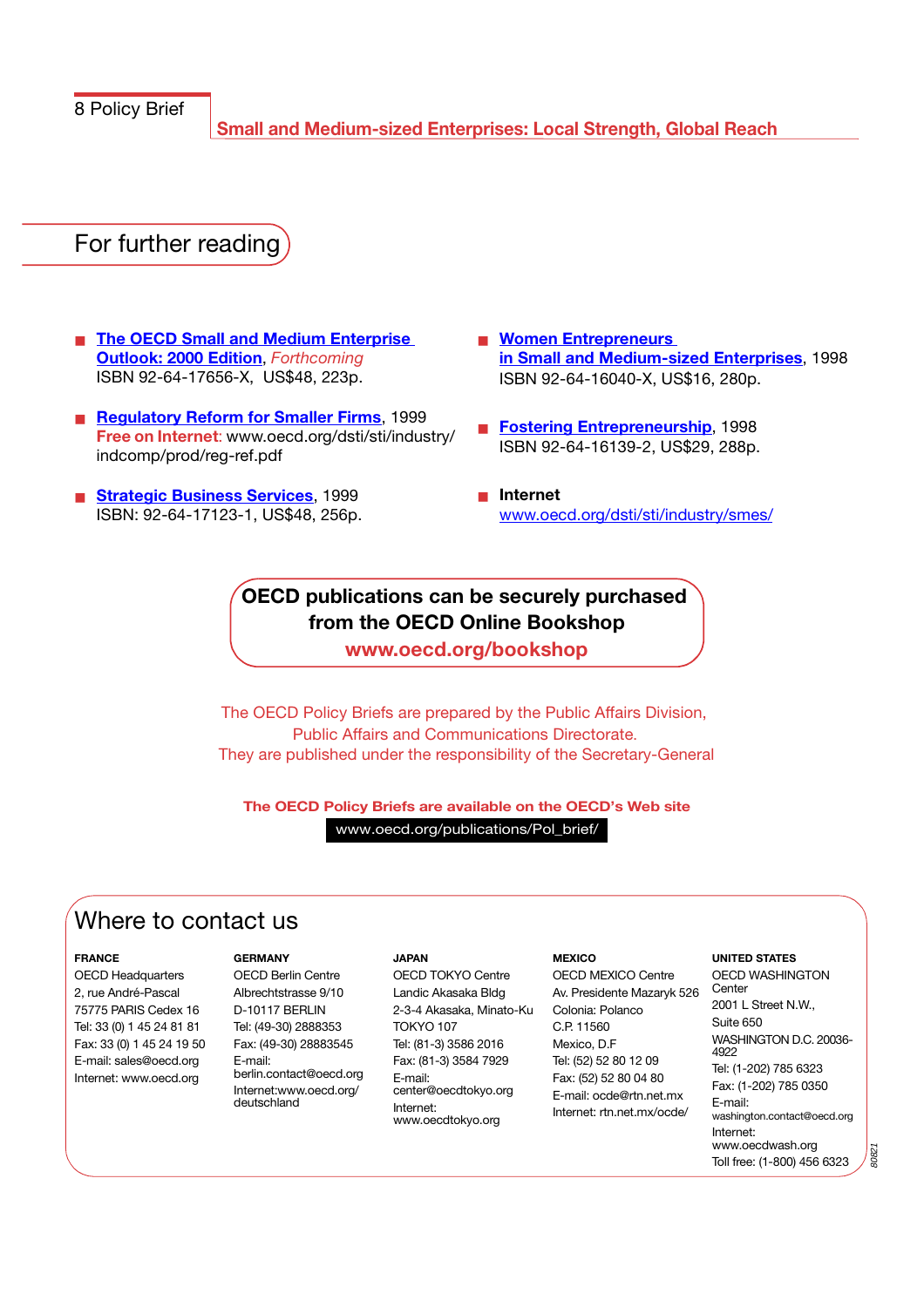## For further reading

- **The OECD Small and Medium Enterprise Outlook: 2000 Edition**, *Forthcoming*
  ISBN 92-64-17656-X, US$48, 223p.
- **Regulatory Reform for Smaller Firms**, 1999
  **Free on Internet**: www.oecd.org/dsti/sti/industry/indcomp/prod/reg-ref.pdf
- **Strategic Business Services**, 1999
  ISBN: 92-64-17123-1, US$48, 256p.
- **Women Entrepreneurs in Small and Medium-sized Enterprises**, 1998
  ISBN 92-64-16040-X, US$16, 280p.
- **Fostering Entrepreneurship**, 1998
  ISBN 92-64-16139-2, US$29, 288p.
- **Internet**
  www.oecd.org/dsti/sti/industry/smes/

**OECD publications can be securely purchased from the OECD Online Bookshop**
**www.oecd.org/bookshop**

The OECD Policy Briefs are prepared by the Public Affairs Division, Public Affairs and Communications Directorate.
They are published under the responsibility of the Secretary-General

**The OECD Policy Briefs are available on the OECD's Web site**
www.oecd.org/publications/Pol_brief/

## Where to contact us

**FRANCE**
OECD Headquarters
2, rue André-Pascal
75775 PARIS Cedex 16
Tel: 33 (0) 1 45 24 81 81
Fax: 33 (0) 1 45 24 19 50
E-mail: sales@oecd.org
Internet: www.oecd.org

**GERMANY**
OECD Berlin Centre
Albrechtstrasse 9/10
D-10117 BERLIN
Tel: (49-30) 2888353
Fax: (49-30) 28883545
E-mail: berlin.contact@oecd.org
Internet:www.oecd.org/deutschland

**JAPAN**
OECD TOKYO Centre
Landic Akasaka Bldg
2-3-4 Akasaka, Minato-Ku
TOKYO 107
Tel: (81-3) 3586 2016
Fax: (81-3) 3584 7929
E-mail: center@oecdtokyo.org
Internet: www.oecdtokyo.org

**MEXICO**
OECD MEXICO Centre
Av. Presidente Mazaryk 526
Colonia: Polanco
C.P. 11560
Mexico, D.F
Tel: (52) 52 80 12 09
Fax: (52) 52 80 04 80
E-mail: ocde@rtn.net.mx
Internet: rtn.net.mx/ocde/

**UNITED STATES**
OECD WASHINGTON Center
2001 L Street N.W.,
Suite 650
WASHINGTON D.C. 20036-4922
Tel: (1-202) 785 6323
Fax: (1-202) 785 0350
E-mail: washington.contact@oecd.org
Internet: www.oecdwash.org
Toll free: (1-800) 456 6323

*80821*